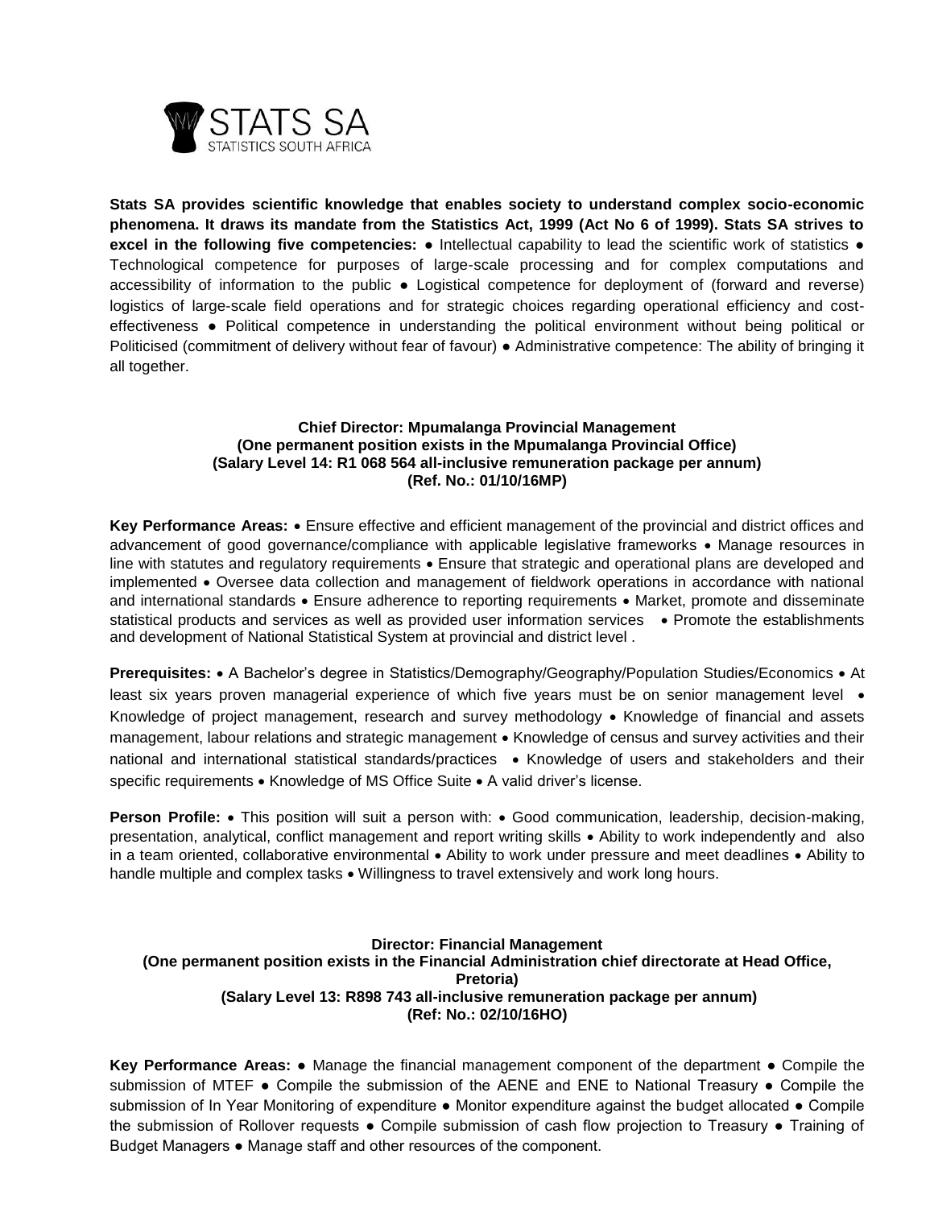STATS SA
STATISTICS SOUTH AFRICA

**Stats SA provides scientific knowledge that enables society to understand complex socio-economic phenomena. It draws its mandate from the Statistics Act, 1999 (Act No 6 of 1999). Stats SA strives to excel in the following five competencies:** ● Intellectual capability to lead the scientific work of statistics ● Technological competence for purposes of large-scale processing and for complex computations and accessibility of information to the public ● Logistical competence for deployment of (forward and reverse) logistics of large-scale field operations and for strategic choices regarding operational efficiency and cost-effectiveness ● Political competence in understanding the political environment without being political or Politicised (commitment of delivery without fear of favour) ● Administrative competence: The ability of bringing it all together.

**Chief Director: Mpumalanga Provincial Management**
**(One permanent position exists in the Mpumalanga Provincial Office)**
**(Salary Level 14: R1 068 564 all-inclusive remuneration package per annum)**
**(Ref. No.: 01/10/16MP)**

**Key Performance Areas:** • Ensure effective and efficient management of the provincial and district offices and advancement of good governance/compliance with applicable legislative frameworks • Manage resources in line with statutes and regulatory requirements • Ensure that strategic and operational plans are developed and implemented • Oversee data collection and management of fieldwork operations in accordance with national and international standards • Ensure adherence to reporting requirements • Market, promote and disseminate statistical products and services as well as provided user information services • Promote the establishments and development of National Statistical System at provincial and district level .

**Prerequisites:** • A Bachelor's degree in Statistics/Demography/Geography/Population Studies/Economics • At least six years proven managerial experience of which five years must be on senior management level • Knowledge of project management, research and survey methodology • Knowledge of financial and assets management, labour relations and strategic management • Knowledge of census and survey activities and their national and international statistical standards/practices • Knowledge of users and stakeholders and their specific requirements • Knowledge of MS Office Suite • A valid driver's license.

**Person Profile:** • This position will suit a person with: • Good communication, leadership, decision-making, presentation, analytical, conflict management and report writing skills • Ability to work independently and also in a team oriented, collaborative environmental • Ability to work under pressure and meet deadlines • Ability to handle multiple and complex tasks • Willingness to travel extensively and work long hours.

**Director: Financial Management**
**(One permanent position exists in the Financial Administration chief directorate at Head Office, Pretoria)**
**(Salary Level 13: R898 743 all-inclusive remuneration package per annum)**
**(Ref: No.: 02/10/16HO)**

**Key Performance Areas:** ● Manage the financial management component of the department ● Compile the submission of MTEF ● Compile the submission of the AENE and ENE to National Treasury ● Compile the submission of In Year Monitoring of expenditure ● Monitor expenditure against the budget allocated ● Compile the submission of Rollover requests ● Compile submission of cash flow projection to Treasury ● Training of Budget Managers ● Manage staff and other resources of the component.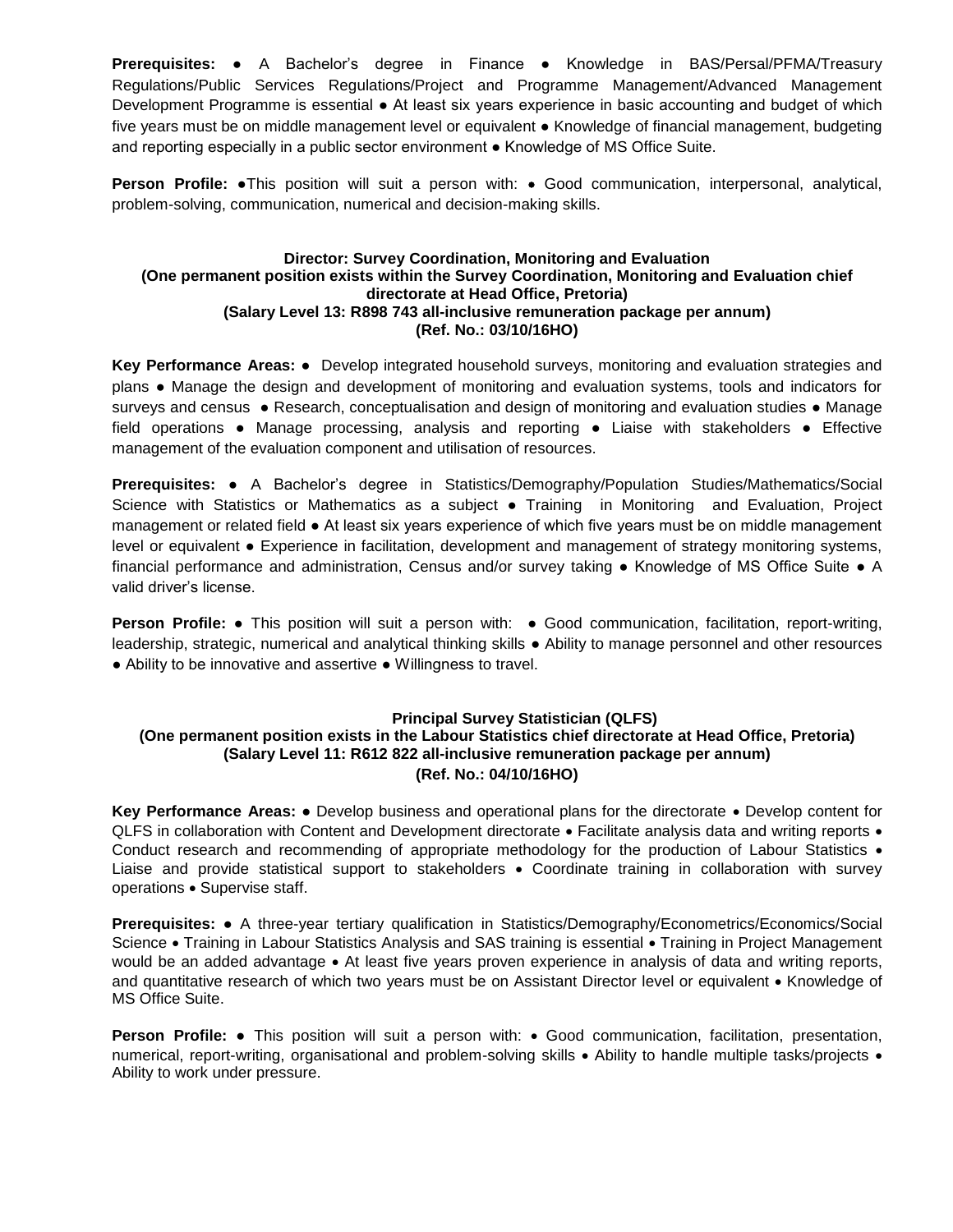**Prerequisites:** ● A Bachelor's degree in Finance ● Knowledge in BAS/Persal/PFMA/Treasury Regulations/Public Services Regulations/Project and Programme Management/Advanced Management Development Programme is essential ● At least six years experience in basic accounting and budget of which five years must be on middle management level or equivalent ● Knowledge of financial management, budgeting and reporting especially in a public sector environment ● Knowledge of MS Office Suite.

**Person Profile:** ●This position will suit a person with: • Good communication, interpersonal, analytical, problem-solving, communication, numerical and decision-making skills.

**Director: Survey Coordination, Monitoring and Evaluation**
**(One permanent position exists within the Survey Coordination, Monitoring and Evaluation chief directorate at Head Office, Pretoria)**
**(Salary Level 13: R898 743 all-inclusive remuneration package per annum)**
**(Ref. No.: 03/10/16HO)**

**Key Performance Areas:** ● Develop integrated household surveys, monitoring and evaluation strategies and plans ● Manage the design and development of monitoring and evaluation systems, tools and indicators for surveys and census ● Research, conceptualisation and design of monitoring and evaluation studies ● Manage field operations ● Manage processing, analysis and reporting ● Liaise with stakeholders ● Effective management of the evaluation component and utilisation of resources.

**Prerequisites:** ● A Bachelor's degree in Statistics/Demography/Population Studies/Mathematics/Social Science with Statistics or Mathematics as a subject ● Training in Monitoring and Evaluation, Project management or related field ● At least six years experience of which five years must be on middle management level or equivalent ● Experience in facilitation, development and management of strategy monitoring systems, financial performance and administration, Census and/or survey taking ● Knowledge of MS Office Suite ● A valid driver's license.

**Person Profile:** ● This position will suit a person with: ● Good communication, facilitation, report-writing, leadership, strategic, numerical and analytical thinking skills ● Ability to manage personnel and other resources ● Ability to be innovative and assertive ● Willingness to travel.

**Principal Survey Statistician (QLFS)**
**(One permanent position exists in the Labour Statistics chief directorate at Head Office, Pretoria)**
**(Salary Level 11: R612 822 all-inclusive remuneration package per annum)**
**(Ref. No.: 04/10/16HO)**

**Key Performance Areas:** ● Develop business and operational plans for the directorate • Develop content for QLFS in collaboration with Content and Development directorate • Facilitate analysis data and writing reports • Conduct research and recommending of appropriate methodology for the production of Labour Statistics • Liaise and provide statistical support to stakeholders • Coordinate training in collaboration with survey operations • Supervise staff.

**Prerequisites:** ● A three-year tertiary qualification in Statistics/Demography/Econometrics/Economics/Social Science • Training in Labour Statistics Analysis and SAS training is essential • Training in Project Management would be an added advantage • At least five years proven experience in analysis of data and writing reports, and quantitative research of which two years must be on Assistant Director level or equivalent • Knowledge of MS Office Suite.

**Person Profile:** ● This position will suit a person with: • Good communication, facilitation, presentation, numerical, report-writing, organisational and problem-solving skills • Ability to handle multiple tasks/projects • Ability to work under pressure.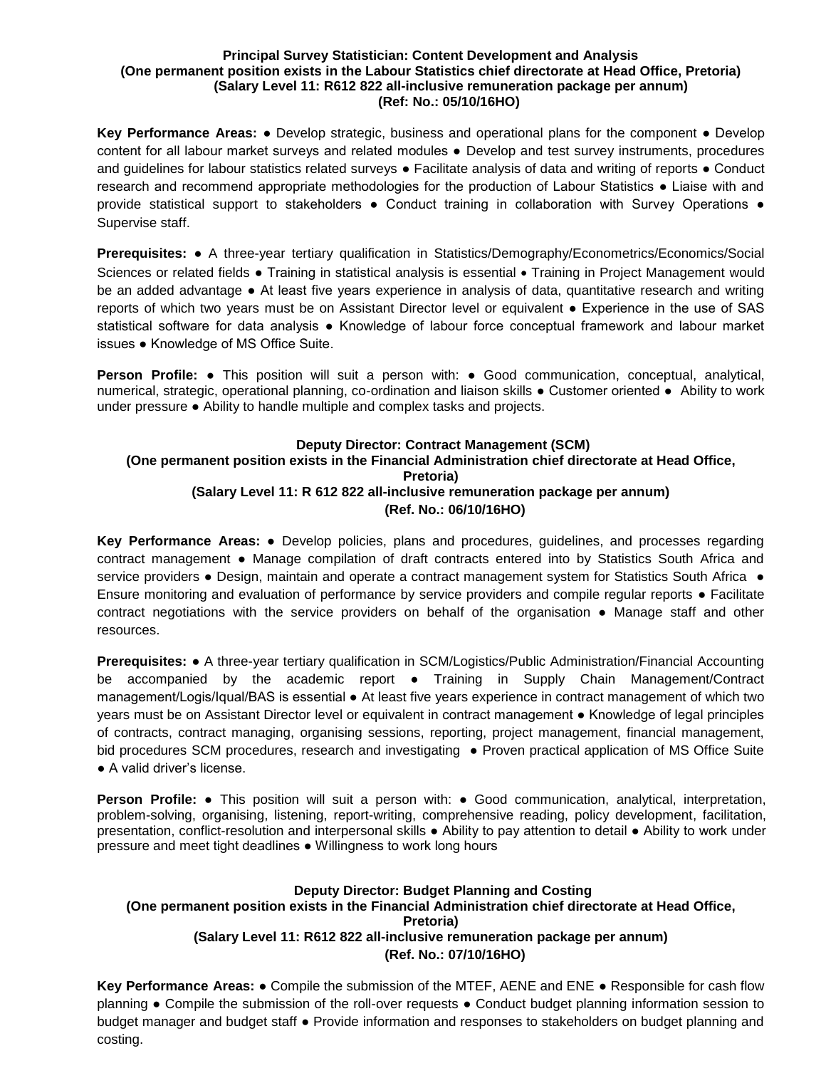### Principal Survey Statistician: Content Development and Analysis
**(One permanent position exists in the Labour Statistics chief directorate at Head Office, Pretoria)**
**(Salary Level 11: R612 822 all-inclusive remuneration package per annum)**
**(Ref: No.: 05/10/16HO)**

**Key Performance Areas:** ● Develop strategic, business and operational plans for the component ● Develop content for all labour market surveys and related modules ● Develop and test survey instruments, procedures and guidelines for labour statistics related surveys ● Facilitate analysis of data and writing of reports ● Conduct research and recommend appropriate methodologies for the production of Labour Statistics ● Liaise with and provide statistical support to stakeholders ● Conduct training in collaboration with Survey Operations ● Supervise staff.

**Prerequisites:** ● A three-year tertiary qualification in Statistics/Demography/Econometrics/Economics/Social Sciences or related fields ● Training in statistical analysis is essential • Training in Project Management would be an added advantage ● At least five years experience in analysis of data, quantitative research and writing reports of which two years must be on Assistant Director level or equivalent ● Experience in the use of SAS statistical software for data analysis ● Knowledge of labour force conceptual framework and labour market issues ● Knowledge of MS Office Suite.

**Person Profile:** ● This position will suit a person with: ● Good communication, conceptual, analytical, numerical, strategic, operational planning, co-ordination and liaison skills ● Customer oriented ● Ability to work under pressure ● Ability to handle multiple and complex tasks and projects.

### Deputy Director: Contract Management (SCM)
**(One permanent position exists in the Financial Administration chief directorate at Head Office, Pretoria)**
**(Salary Level 11: R 612 822 all-inclusive remuneration package per annum)**
**(Ref. No.: 06/10/16HO)**

**Key Performance Areas:** ● Develop policies, plans and procedures, guidelines, and processes regarding contract management ● Manage compilation of draft contracts entered into by Statistics South Africa and service providers ● Design, maintain and operate a contract management system for Statistics South Africa ● Ensure monitoring and evaluation of performance by service providers and compile regular reports ● Facilitate contract negotiations with the service providers on behalf of the organisation ● Manage staff and other resources.

**Prerequisites:** ● A three-year tertiary qualification in SCM/Logistics/Public Administration/Financial Accounting be accompanied by the academic report ● Training in Supply Chain Management/Contract management/Logis/Iqual/BAS is essential ● At least five years experience in contract management of which two years must be on Assistant Director level or equivalent in contract management ● Knowledge of legal principles of contracts, contract managing, organising sessions, reporting, project management, financial management, bid procedures SCM procedures, research and investigating ● Proven practical application of MS Office Suite ● A valid driver's license.

**Person Profile:** ● This position will suit a person with: ● Good communication, analytical, interpretation, problem-solving, organising, listening, report-writing, comprehensive reading, policy development, facilitation, presentation, conflict-resolution and interpersonal skills ● Ability to pay attention to detail ● Ability to work under pressure and meet tight deadlines ● Willingness to work long hours

### Deputy Director: Budget Planning and Costing
**(One permanent position exists in the Financial Administration chief directorate at Head Office, Pretoria)**
**(Salary Level 11: R612 822 all-inclusive remuneration package per annum)**
**(Ref. No.: 07/10/16HO)**

**Key Performance Areas:** ● Compile the submission of the MTEF, AENE and ENE ● Responsible for cash flow planning ● Compile the submission of the roll-over requests ● Conduct budget planning information session to budget manager and budget staff ● Provide information and responses to stakeholders on budget planning and costing.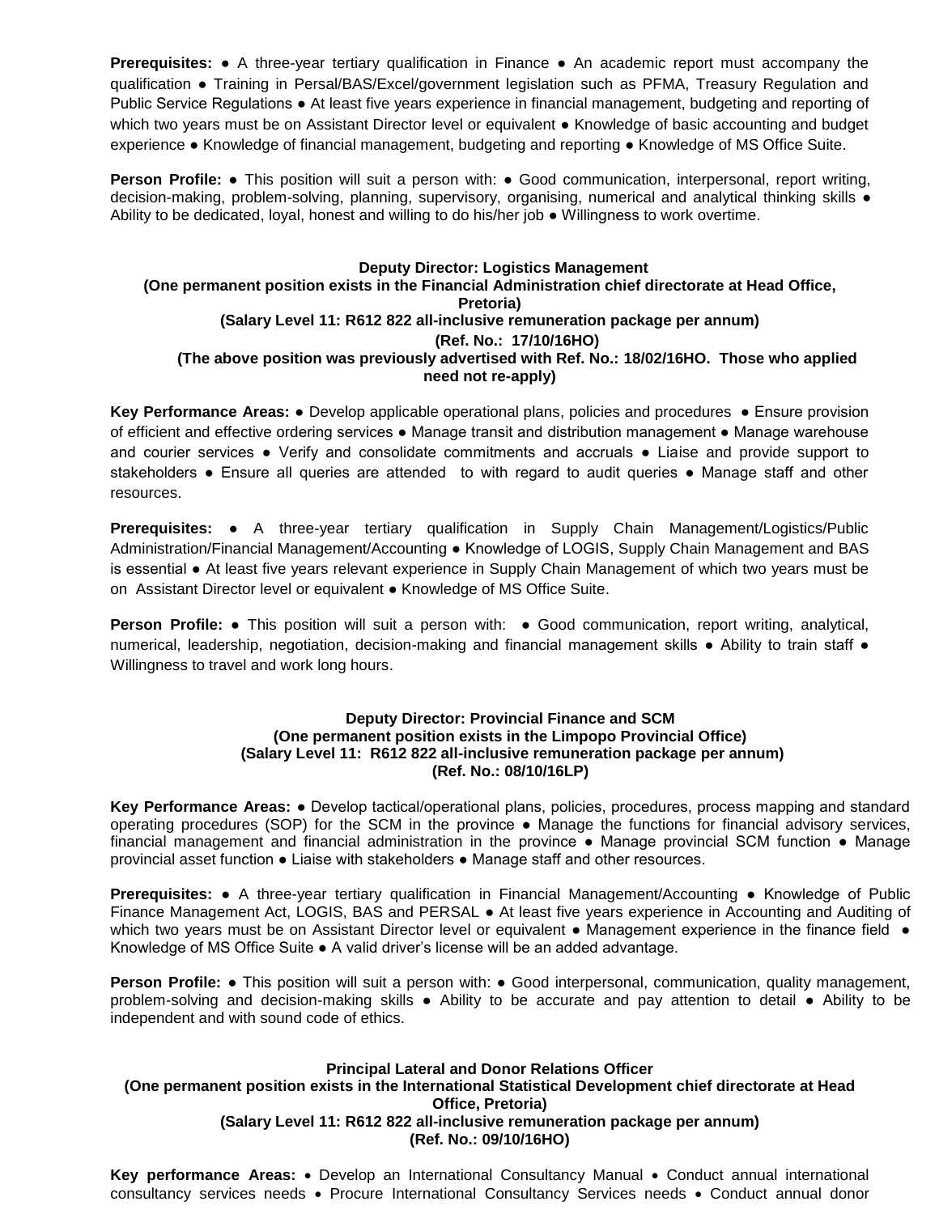**Prerequisites:** ● A three-year tertiary qualification in Finance ● An academic report must accompany the qualification ● Training in Persal/BAS/Excel/government legislation such as PFMA, Treasury Regulation and Public Service Regulations ● At least five years experience in financial management, budgeting and reporting of which two years must be on Assistant Director level or equivalent ● Knowledge of basic accounting and budget experience ● Knowledge of financial management, budgeting and reporting ● Knowledge of MS Office Suite.

**Person Profile:** ● This position will suit a person with: ● Good communication, interpersonal, report writing, decision-making, problem-solving, planning, supervisory, organising, numerical and analytical thinking skills ● Ability to be dedicated, loyal, honest and willing to do his/her job ● Willingness to work overtime.

**Deputy Director: Logistics Management**
**(One permanent position exists in the Financial Administration chief directorate at Head Office, Pretoria)**
**(Salary Level 11: R612 822 all-inclusive remuneration package per annum)**
**(Ref. No.: 17/10/16HO)**
**(The above position was previously advertised with Ref. No.: 18/02/16HO. Those who applied need not re-apply)**

**Key Performance Areas:** ● Develop applicable operational plans, policies and procedures ● Ensure provision of efficient and effective ordering services ● Manage transit and distribution management ● Manage warehouse and courier services ● Verify and consolidate commitments and accruals ● Liaise and provide support to stakeholders ● Ensure all queries are attended to with regard to audit queries ● Manage staff and other resources.

**Prerequisites:** ● A three-year tertiary qualification in Supply Chain Management/Logistics/Public Administration/Financial Management/Accounting ● Knowledge of LOGIS, Supply Chain Management and BAS is essential ● At least five years relevant experience in Supply Chain Management of which two years must be on Assistant Director level or equivalent ● Knowledge of MS Office Suite.

**Person Profile:** ● This position will suit a person with: ● Good communication, report writing, analytical, numerical, leadership, negotiation, decision-making and financial management skills ● Ability to train staff ● Willingness to travel and work long hours.

**Deputy Director: Provincial Finance and SCM**
**(One permanent position exists in the Limpopo Provincial Office)**
**(Salary Level 11: R612 822 all-inclusive remuneration package per annum)**
**(Ref. No.: 08/10/16LP)**

**Key Performance Areas:** ● Develop tactical/operational plans, policies, procedures, process mapping and standard operating procedures (SOP) for the SCM in the province ● Manage the functions for financial advisory services, financial management and financial administration in the province ● Manage provincial SCM function ● Manage provincial asset function ● Liaise with stakeholders ● Manage staff and other resources.

**Prerequisites:** ● A three-year tertiary qualification in Financial Management/Accounting ● Knowledge of Public Finance Management Act, LOGIS, BAS and PERSAL ● At least five years experience in Accounting and Auditing of which two years must be on Assistant Director level or equivalent ● Management experience in the finance field ● Knowledge of MS Office Suite ● A valid driver's license will be an added advantage.

**Person Profile:** ● This position will suit a person with: ● Good interpersonal, communication, quality management, problem-solving and decision-making skills ● Ability to be accurate and pay attention to detail ● Ability to be independent and with sound code of ethics.

**Principal Lateral and Donor Relations Officer**
**(One permanent position exists in the International Statistical Development chief directorate at Head Office, Pretoria)**
**(Salary Level 11: R612 822 all-inclusive remuneration package per annum)**
**(Ref. No.: 09/10/16HO)**

**Key performance Areas:** • Develop an International Consultancy Manual • Conduct annual international consultancy services needs • Procure International Consultancy Services needs • Conduct annual donor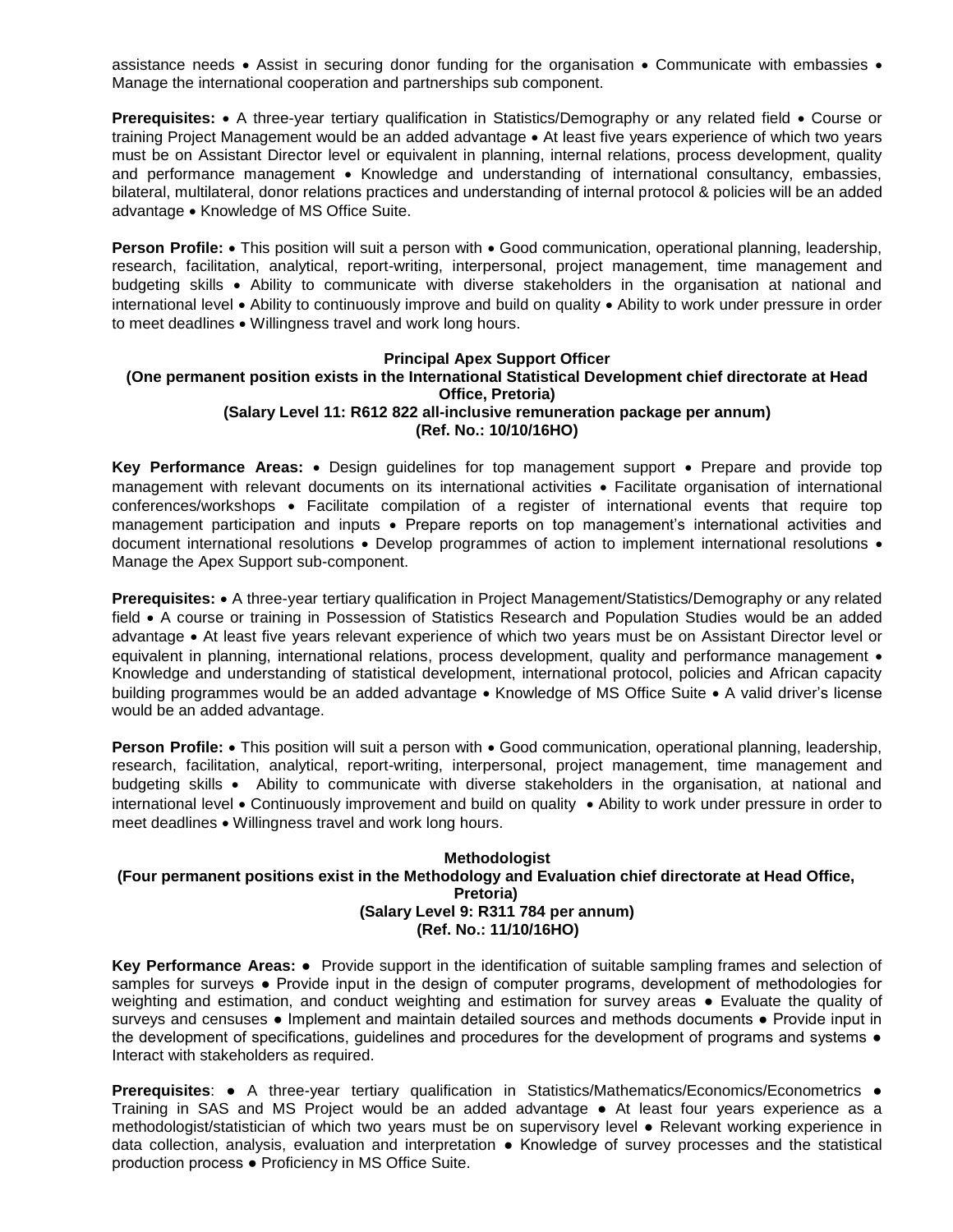assistance needs • Assist in securing donor funding for the organisation • Communicate with embassies • Manage the international cooperation and partnerships sub component.

**Prerequisites:** • A three-year tertiary qualification in Statistics/Demography or any related field • Course or training Project Management would be an added advantage • At least five years experience of which two years must be on Assistant Director level or equivalent in planning, internal relations, process development, quality and performance management • Knowledge and understanding of international consultancy, embassies, bilateral, multilateral, donor relations practices and understanding of internal protocol & policies will be an added advantage • Knowledge of MS Office Suite.

**Person Profile:** • This position will suit a person with • Good communication, operational planning, leadership, research, facilitation, analytical, report-writing, interpersonal, project management, time management and budgeting skills • Ability to communicate with diverse stakeholders in the organisation at national and international level • Ability to continuously improve and build on quality • Ability to work under pressure in order to meet deadlines • Willingness travel and work long hours.

**Principal Apex Support Officer**
**(One permanent position exists in the International Statistical Development chief directorate at Head Office, Pretoria)**
**(Salary Level 11: R612 822 all-inclusive remuneration package per annum)**
**(Ref. No.: 10/10/16HO)**

**Key Performance Areas:** • Design guidelines for top management support • Prepare and provide top management with relevant documents on its international activities • Facilitate organisation of international conferences/workshops • Facilitate compilation of a register of international events that require top management participation and inputs • Prepare reports on top management's international activities and document international resolutions • Develop programmes of action to implement international resolutions • Manage the Apex Support sub-component.

**Prerequisites:** • A three-year tertiary qualification in Project Management/Statistics/Demography or any related field • A course or training in Possession of Statistics Research and Population Studies would be an added advantage • At least five years relevant experience of which two years must be on Assistant Director level or equivalent in planning, international relations, process development, quality and performance management • Knowledge and understanding of statistical development, international protocol, policies and African capacity building programmes would be an added advantage • Knowledge of MS Office Suite • A valid driver's license would be an added advantage.

**Person Profile:** • This position will suit a person with • Good communication, operational planning, leadership, research, facilitation, analytical, report-writing, interpersonal, project management, time management and budgeting skills • Ability to communicate with diverse stakeholders in the organisation, at national and international level • Continuously improvement and build on quality • Ability to work under pressure in order to meet deadlines • Willingness travel and work long hours.

**Methodologist**
**(Four permanent positions exist in the Methodology and Evaluation chief directorate at Head Office, Pretoria)**
**(Salary Level 9: R311 784 per annum)**
**(Ref. No.: 11/10/16HO)**

**Key Performance Areas:** ● Provide support in the identification of suitable sampling frames and selection of samples for surveys ● Provide input in the design of computer programs, development of methodologies for weighting and estimation, and conduct weighting and estimation for survey areas ● Evaluate the quality of surveys and censuses ● Implement and maintain detailed sources and methods documents ● Provide input in the development of specifications, guidelines and procedures for the development of programs and systems ● Interact with stakeholders as required.

**Prerequisites**: ● A three-year tertiary qualification in Statistics/Mathematics/Economics/Econometrics ● Training in SAS and MS Project would be an added advantage ● At least four years experience as a methodologist/statistician of which two years must be on supervisory level ● Relevant working experience in data collection, analysis, evaluation and interpretation ● Knowledge of survey processes and the statistical production process ● Proficiency in MS Office Suite.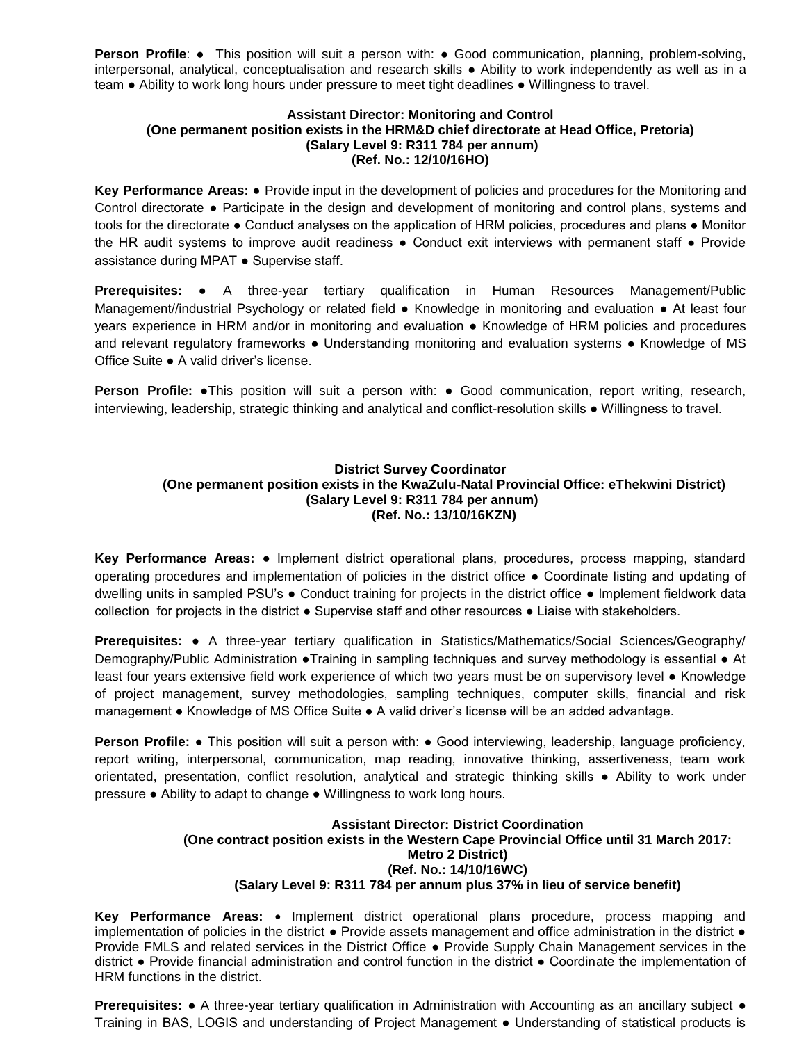**Person Profile**: ● This position will suit a person with: ● Good communication, planning, problem-solving, interpersonal, analytical, conceptualisation and research skills ● Ability to work independently as well as in a team ● Ability to work long hours under pressure to meet tight deadlines ● Willingness to travel.

**Assistant Director: Monitoring and Control**
**(One permanent position exists in the HRM&D chief directorate at Head Office, Pretoria)**
**(Salary Level 9: R311 784 per annum)**
**(Ref. No.: 12/10/16HO)**

**Key Performance Areas:** ● Provide input in the development of policies and procedures for the Monitoring and Control directorate ● Participate in the design and development of monitoring and control plans, systems and tools for the directorate ● Conduct analyses on the application of HRM policies, procedures and plans ● Monitor the HR audit systems to improve audit readiness ● Conduct exit interviews with permanent staff ● Provide assistance during MPAT ● Supervise staff.

**Prerequisites:** ● A three-year tertiary qualification in Human Resources Management/Public Management//industrial Psychology or related field ● Knowledge in monitoring and evaluation ● At least four years experience in HRM and/or in monitoring and evaluation ● Knowledge of HRM policies and procedures and relevant regulatory frameworks ● Understanding monitoring and evaluation systems ● Knowledge of MS Office Suite ● A valid driver's license.

**Person Profile:** ●This position will suit a person with: ● Good communication, report writing, research, interviewing, leadership, strategic thinking and analytical and conflict-resolution skills ● Willingness to travel.

**District Survey Coordinator**
**(One permanent position exists in the KwaZulu-Natal Provincial Office: eThekwini District)**
**(Salary Level 9: R311 784 per annum)**
**(Ref. No.: 13/10/16KZN)**

**Key Performance Areas:** ● Implement district operational plans, procedures, process mapping, standard operating procedures and implementation of policies in the district office ● Coordinate listing and updating of dwelling units in sampled PSU's ● Conduct training for projects in the district office ● Implement fieldwork data collection for projects in the district ● Supervise staff and other resources ● Liaise with stakeholders.

**Prerequisites:** ● A three-year tertiary qualification in Statistics/Mathematics/Social Sciences/Geography/ Demography/Public Administration ●Training in sampling techniques and survey methodology is essential ● At least four years extensive field work experience of which two years must be on supervisory level ● Knowledge of project management, survey methodologies, sampling techniques, computer skills, financial and risk management ● Knowledge of MS Office Suite ● A valid driver's license will be an added advantage.

**Person Profile:** ● This position will suit a person with: ● Good interviewing, leadership, language proficiency, report writing, interpersonal, communication, map reading, innovative thinking, assertiveness, team work orientated, presentation, conflict resolution, analytical and strategic thinking skills ● Ability to work under pressure ● Ability to adapt to change ● Willingness to work long hours.

**Assistant Director: District Coordination**
**(One contract position exists in the Western Cape Provincial Office until 31 March 2017: Metro 2 District)**
**(Ref. No.: 14/10/16WC)**
**(Salary Level 9: R311 784 per annum plus 37% in lieu of service benefit)**

**Key Performance Areas:** • Implement district operational plans procedure, process mapping and implementation of policies in the district ● Provide assets management and office administration in the district ● Provide FMLS and related services in the District Office ● Provide Supply Chain Management services in the district ● Provide financial administration and control function in the district ● Coordinate the implementation of HRM functions in the district.

**Prerequisites:** ● A three-year tertiary qualification in Administration with Accounting as an ancillary subject ● Training in BAS, LOGIS and understanding of Project Management ● Understanding of statistical products is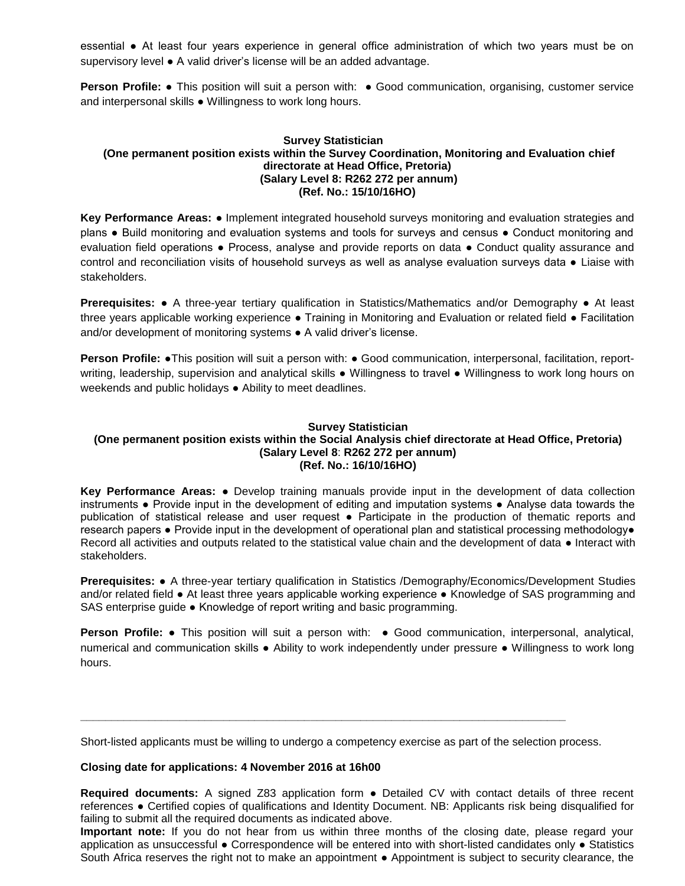essential ● At least four years experience in general office administration of which two years must be on supervisory level ● A valid driver's license will be an added advantage.

**Person Profile:** ● This position will suit a person with: ● Good communication, organising, customer service and interpersonal skills ● Willingness to work long hours.

**Survey Statistician**
**(One permanent position exists within the Survey Coordination, Monitoring and Evaluation chief directorate at Head Office, Pretoria)**
**(Salary Level 8: R262 272 per annum)**
**(Ref. No.: 15/10/16HO)**

**Key Performance Areas:** ● Implement integrated household surveys monitoring and evaluation strategies and plans ● Build monitoring and evaluation systems and tools for surveys and census ● Conduct monitoring and evaluation field operations ● Process, analyse and provide reports on data ● Conduct quality assurance and control and reconciliation visits of household surveys as well as analyse evaluation surveys data ● Liaise with stakeholders.

**Prerequisites:** ● A three-year tertiary qualification in Statistics/Mathematics and/or Demography ● At least three years applicable working experience ● Training in Monitoring and Evaluation or related field ● Facilitation and/or development of monitoring systems ● A valid driver's license.

**Person Profile:** ●This position will suit a person with: ● Good communication, interpersonal, facilitation, report-writing, leadership, supervision and analytical skills ● Willingness to travel ● Willingness to work long hours on weekends and public holidays ● Ability to meet deadlines.

**Survey Statistician**
**(One permanent position exists within the Social Analysis chief directorate at Head Office, Pretoria)**
**(Salary Level 8: R262 272 per annum)**
**(Ref. No.: 16/10/16HO)**

**Key Performance Areas:** ● Develop training manuals provide input in the development of data collection instruments ● Provide input in the development of editing and imputation systems ● Analyse data towards the publication of statistical release and user request ● Participate in the production of thematic reports and research papers ● Provide input in the development of operational plan and statistical processing methodology● Record all activities and outputs related to the statistical value chain and the development of data ● Interact with stakeholders.

**Prerequisites:** ● A three-year tertiary qualification in Statistics /Demography/Economics/Development Studies and/or related field ● At least three years applicable working experience ● Knowledge of SAS programming and SAS enterprise guide ● Knowledge of report writing and basic programming.

**Person Profile:** ● This position will suit a person with: ● Good communication, interpersonal, analytical, numerical and communication skills ● Ability to work independently under pressure ● Willingness to work long hours.

---

Short-listed applicants must be willing to undergo a competency exercise as part of the selection process.

**Closing date for applications: 4 November 2016 at 16h00**

**Required documents:** A signed Z83 application form ● Detailed CV with contact details of three recent references ● Certified copies of qualifications and Identity Document. NB: Applicants risk being disqualified for failing to submit all the required documents as indicated above.
**Important note:** If you do not hear from us within three months of the closing date, please regard your application as unsuccessful ● Correspondence will be entered into with short-listed candidates only ● Statistics South Africa reserves the right not to make an appointment ● Appointment is subject to security clearance, the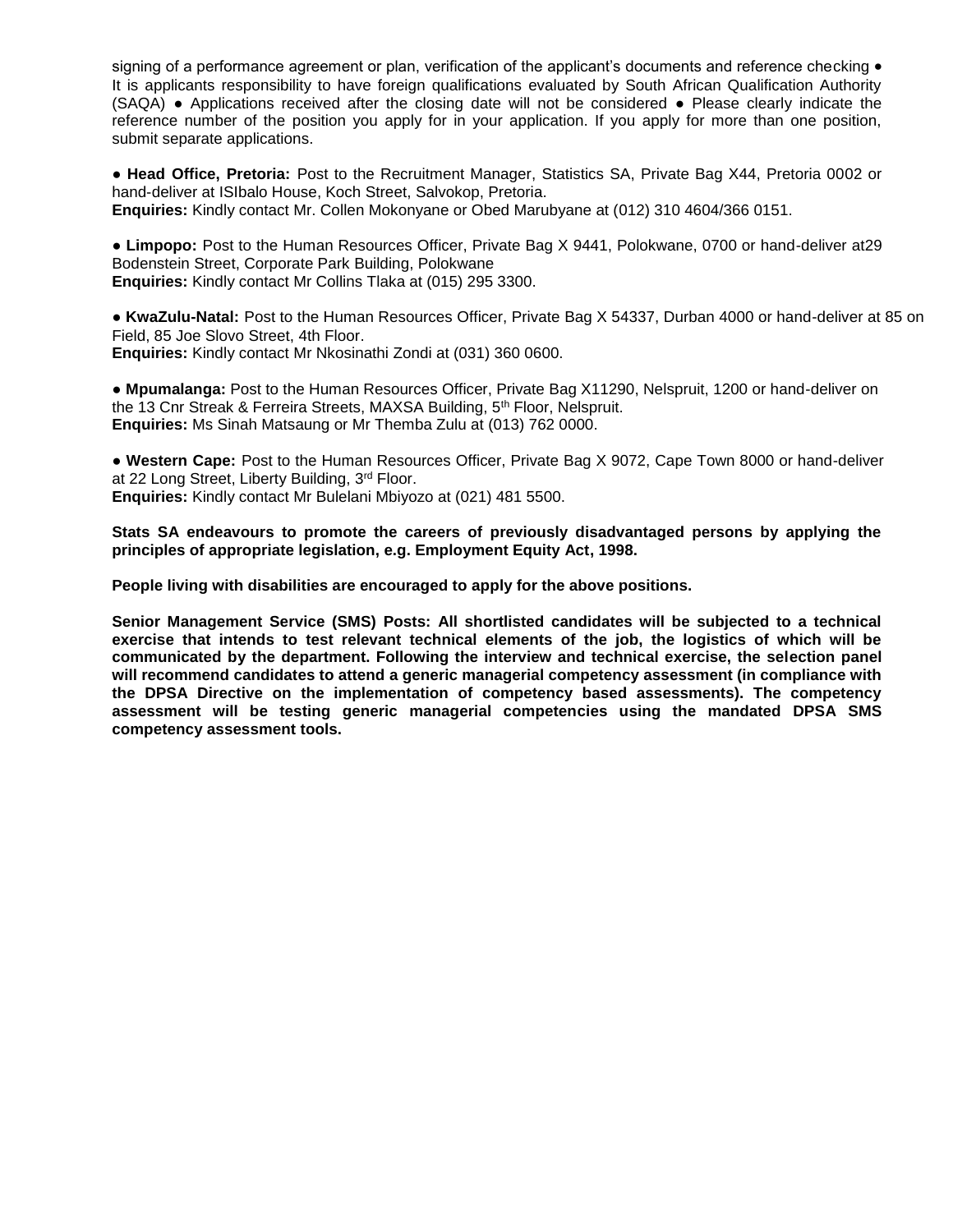signing of a performance agreement or plan, verification of the applicant's documents and reference checking ● It is applicants responsibility to have foreign qualifications evaluated by South African Qualification Authority (SAQA) ● Applications received after the closing date will not be considered ● Please clearly indicate the reference number of the position you apply for in your application. If you apply for more than one position, submit separate applications.

● **Head Office, Pretoria:** Post to the Recruitment Manager, Statistics SA, Private Bag X44, Pretoria 0002 or hand-deliver at ISIbalo House, Koch Street, Salvokop, Pretoria.
**Enquiries:** Kindly contact Mr. Collen Mokonyane or Obed Marubyane at (012) 310 4604/366 0151.

● **Limpopo:** Post to the Human Resources Officer, Private Bag X 9441, Polokwane, 0700 or hand-deliver at29 Bodenstein Street, Corporate Park Building, Polokwane
**Enquiries:** Kindly contact Mr Collins Tlaka at (015) 295 3300.

● **KwaZulu-Natal:** Post to the Human Resources Officer, Private Bag X 54337, Durban 4000 or hand-deliver at 85 on Field, 85 Joe Slovo Street, 4th Floor.
**Enquiries:** Kindly contact Mr Nkosinathi Zondi at (031) 360 0600.

● **Mpumalanga:** Post to the Human Resources Officer, Private Bag X11290, Nelspruit, 1200 or hand-deliver on the 13 Cnr Streak & Ferreira Streets, MAXSA Building, 5th Floor, Nelspruit.
**Enquiries:** Ms Sinah Matsaung or Mr Themba Zulu at (013) 762 0000.

● **Western Cape:** Post to the Human Resources Officer, Private Bag X 9072, Cape Town 8000 or hand-deliver at 22 Long Street, Liberty Building, 3rd Floor.
**Enquiries:** Kindly contact Mr Bulelani Mbiyozo at (021) 481 5500.

**Stats SA endeavours to promote the careers of previously disadvantaged persons by applying the principles of appropriate legislation, e.g. Employment Equity Act, 1998.**

**People living with disabilities are encouraged to apply for the above positions.**

**Senior Management Service (SMS) Posts: All shortlisted candidates will be subjected to a technical exercise that intends to test relevant technical elements of the job, the logistics of which will be communicated by the department. Following the interview and technical exercise, the selection panel will recommend candidates to attend a generic managerial competency assessment (in compliance with the DPSA Directive on the implementation of competency based assessments). The competency assessment will be testing generic managerial competencies using the mandated DPSA SMS competency assessment tools.**